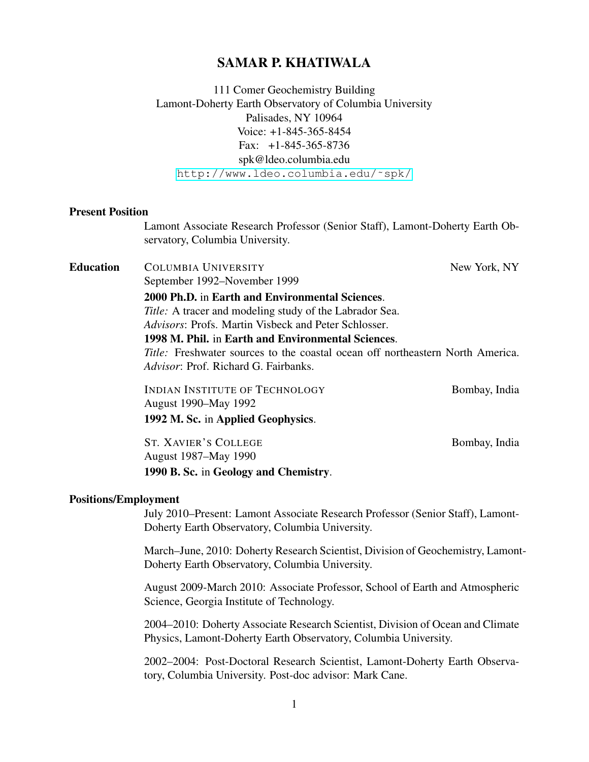# SAMAR P. KHATIWALA

111 Comer Geochemistry Building
Lamont-Doherty Earth Observatory of Columbia University
Palisades, NY 10964
Voice: +1-845-365-8454
Fax: +1-845-365-8736
spk@ldeo.columbia.edu
http://www.ldeo.columbia.edu/~spk/

## Present Position

Lamont Associate Research Professor (Senior Staff), Lamont-Doherty Earth Observatory, Columbia University.

## Education

COLUMBIA UNIVERSITY — New York, NY
September 1992–November 1999

**2000 Ph.D.** in **Earth and Environmental Sciences**.
*Title:* A tracer and modeling study of the Labrador Sea.
*Advisors*: Profs. Martin Visbeck and Peter Schlosser.

**1998 M. Phil.** in **Earth and Environmental Sciences**.
*Title:* Freshwater sources to the coastal ocean off northeastern North America.
*Advisor*: Prof. Richard G. Fairbanks.

INDIAN INSTITUTE OF TECHNOLOGY — Bombay, India
August 1990–May 1992

**1992 M. Sc.** in **Applied Geophysics**.

ST. XAVIER'S COLLEGE — Bombay, India
August 1987–May 1990

**1990 B. Sc.** in **Geology and Chemistry**.

## Positions/Employment

July 2010–Present: Lamont Associate Research Professor (Senior Staff), Lamont-Doherty Earth Observatory, Columbia University.

March–June, 2010: Doherty Research Scientist, Division of Geochemistry, Lamont-Doherty Earth Observatory, Columbia University.

August 2009-March 2010: Associate Professor, School of Earth and Atmospheric Science, Georgia Institute of Technology.

2004–2010: Doherty Associate Research Scientist, Division of Ocean and Climate Physics, Lamont-Doherty Earth Observatory, Columbia University.

2002–2004: Post-Doctoral Research Scientist, Lamont-Doherty Earth Observatory, Columbia University. Post-doc advisor: Mark Cane.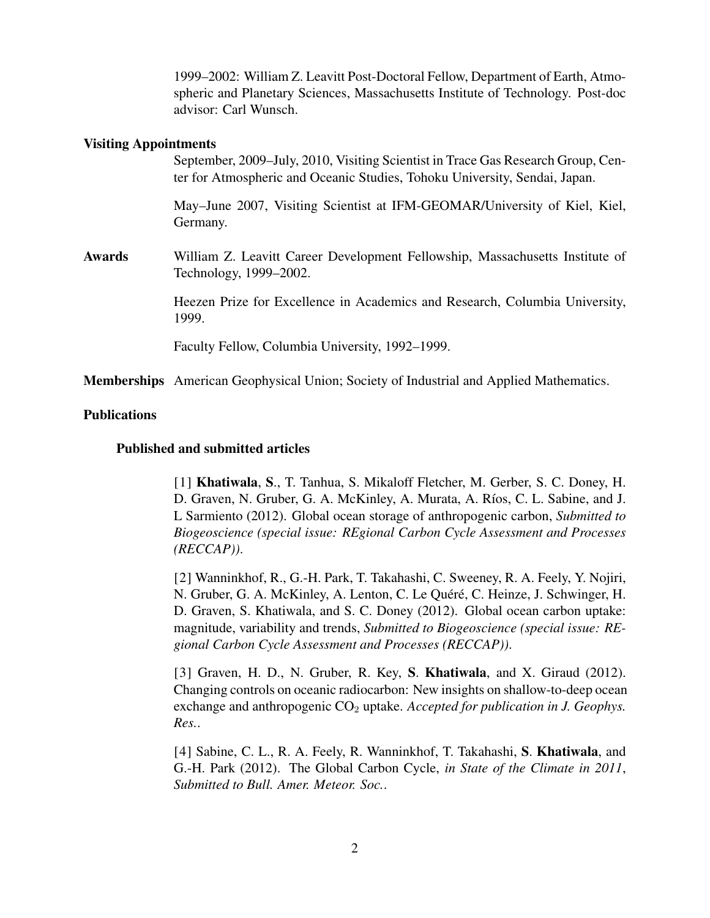1999–2002: William Z. Leavitt Post-Doctoral Fellow, Department of Earth, Atmospheric and Planetary Sciences, Massachusetts Institute of Technology. Post-doc advisor: Carl Wunsch.

**Visiting Appointments**

September, 2009–July, 2010, Visiting Scientist in Trace Gas Research Group, Center for Atmospheric and Oceanic Studies, Tohoku University, Sendai, Japan.

May–June 2007, Visiting Scientist at IFM-GEOMAR/University of Kiel, Kiel, Germany.

**Awards**

William Z. Leavitt Career Development Fellowship, Massachusetts Institute of Technology, 1999–2002.

Heezen Prize for Excellence in Academics and Research, Columbia University, 1999.

Faculty Fellow, Columbia University, 1992–1999.

**Memberships** American Geophysical Union; Society of Industrial and Applied Mathematics.

## Publications

### Published and submitted articles

[1] **Khatiwala**, **S**., T. Tanhua, S. Mikaloff Fletcher, M. Gerber, S. C. Doney, H. D. Graven, N. Gruber, G. A. McKinley, A. Murata, A. Ríos, C. L. Sabine, and J. L Sarmiento (2012). Global ocean storage of anthropogenic carbon, *Submitted to Biogeoscience (special issue: REgional Carbon Cycle Assessment and Processes (RECCAP))*.

[2] Wanninkhof, R., G.-H. Park, T. Takahashi, C. Sweeney, R. A. Feely, Y. Nojiri, N. Gruber, G. A. McKinley, A. Lenton, C. Le Quéré, C. Heinze, J. Schwinger, H. D. Graven, S. Khatiwala, and S. C. Doney (2012). Global ocean carbon uptake: magnitude, variability and trends, *Submitted to Biogeoscience (special issue: REgional Carbon Cycle Assessment and Processes (RECCAP))*.

[3] Graven, H. D., N. Gruber, R. Key, **S**. **Khatiwala**, and X. Giraud (2012). Changing controls on oceanic radiocarbon: New insights on shallow-to-deep ocean exchange and anthropogenic $CO_2$ uptake. *Accepted for publication in J. Geophys. Res.*.

[4] Sabine, C. L., R. A. Feely, R. Wanninkhof, T. Takahashi, **S**. **Khatiwala**, and G.-H. Park (2012). The Global Carbon Cycle, *in State of the Climate in 2011*, *Submitted to Bull. Amer. Meteor. Soc.*.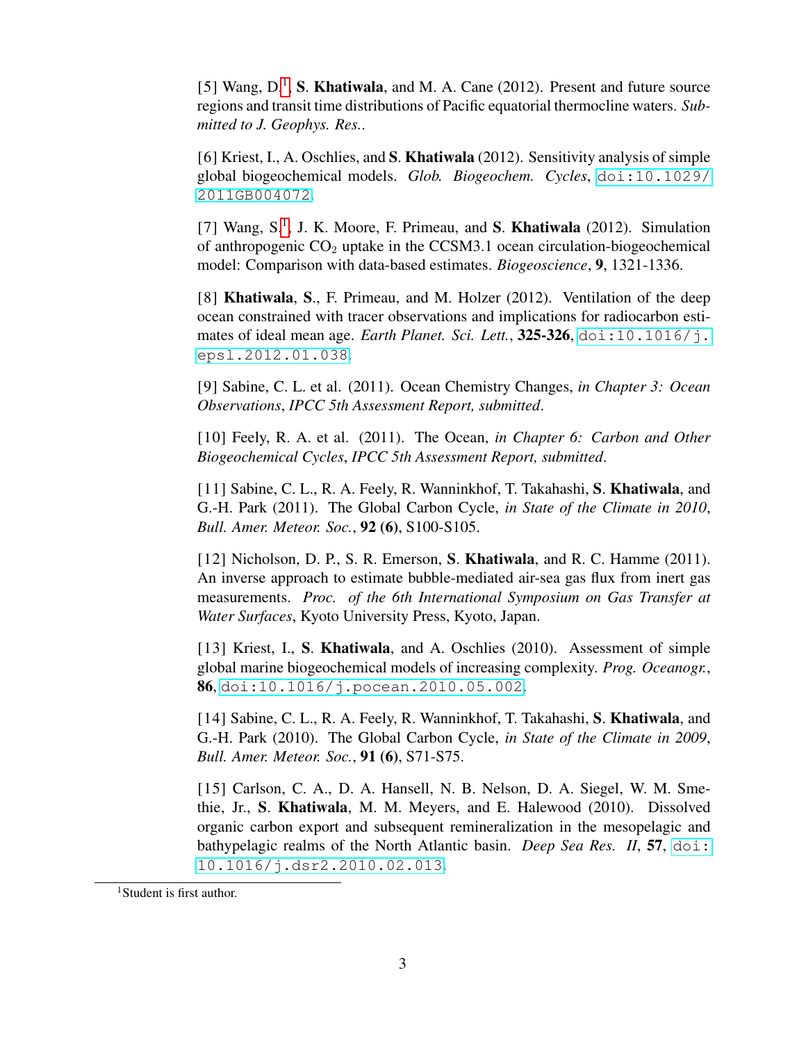[5] Wang, D.[1], S. **Khatiwala**, and M. A. Cane (2012). Present and future source regions and transit time distributions of Pacific equatorial thermocline waters. *Submitted to J. Geophys. Res.*.

[6] Kriest, I., A. Oschlies, and S. **Khatiwala** (2012). Sensitivity analysis of simple global biogeochemical models. *Glob. Biogeochem. Cycles*, doi:10.1029/2011GB004072.

[7] Wang, S.[1], J. K. Moore, F. Primeau, and S. **Khatiwala** (2012). Simulation of anthropogenic $CO_2$ uptake in the CCSM3.1 ocean circulation-biogeochemical model: Comparison with data-based estimates. *Biogeoscience*, **9**, 1321-1336.

[8] **Khatiwala**, **S**., F. Primeau, and M. Holzer (2012). Ventilation of the deep ocean constrained with tracer observations and implications for radiocarbon estimates of ideal mean age. *Earth Planet. Sci. Lett.*, **325-326**, doi:10.1016/j.epsl.2012.01.038.

[9] Sabine, C. L. et al. (2011). Ocean Chemistry Changes, *in Chapter 3: Ocean Observations*, *IPCC 5th Assessment Report, submitted*.

[10] Feely, R. A. et al. (2011). The Ocean, *in Chapter 6: Carbon and Other Biogeochemical Cycles*, *IPCC 5th Assessment Report, submitted*.

[11] Sabine, C. L., R. A. Feely, R. Wanninkhof, T. Takahashi, S. **Khatiwala**, and G.-H. Park (2011). The Global Carbon Cycle, *in State of the Climate in 2010*, *Bull. Amer. Meteor. Soc.*, **92 (6)**, S100-S105.

[12] Nicholson, D. P., S. R. Emerson, S. **Khatiwala**, and R. C. Hamme (2011). An inverse approach to estimate bubble-mediated air-sea gas flux from inert gas measurements. *Proc. of the 6th International Symposium on Gas Transfer at Water Surfaces*, Kyoto University Press, Kyoto, Japan.

[13] Kriest, I., S. **Khatiwala**, and A. Oschlies (2010). Assessment of simple global marine biogeochemical models of increasing complexity. *Prog. Oceanogr.*, **86**, doi:10.1016/j.pocean.2010.05.002.

[14] Sabine, C. L., R. A. Feely, R. Wanninkhof, T. Takahashi, S. **Khatiwala**, and G.-H. Park (2010). The Global Carbon Cycle, *in State of the Climate in 2009*, *Bull. Amer. Meteor. Soc.*, **91 (6)**, S71-S75.

[15] Carlson, C. A., D. A. Hansell, N. B. Nelson, D. A. Siegel, W. M. Smethie, Jr., S. **Khatiwala**, M. M. Meyers, and E. Halewood (2010). Dissolved organic carbon export and subsequent remineralization in the mesopelagic and bathypelagic realms of the North Atlantic basin. *Deep Sea Res. II*, **57**, doi:10.1016/j.dsr2.2010.02.013.

[1] Student is first author.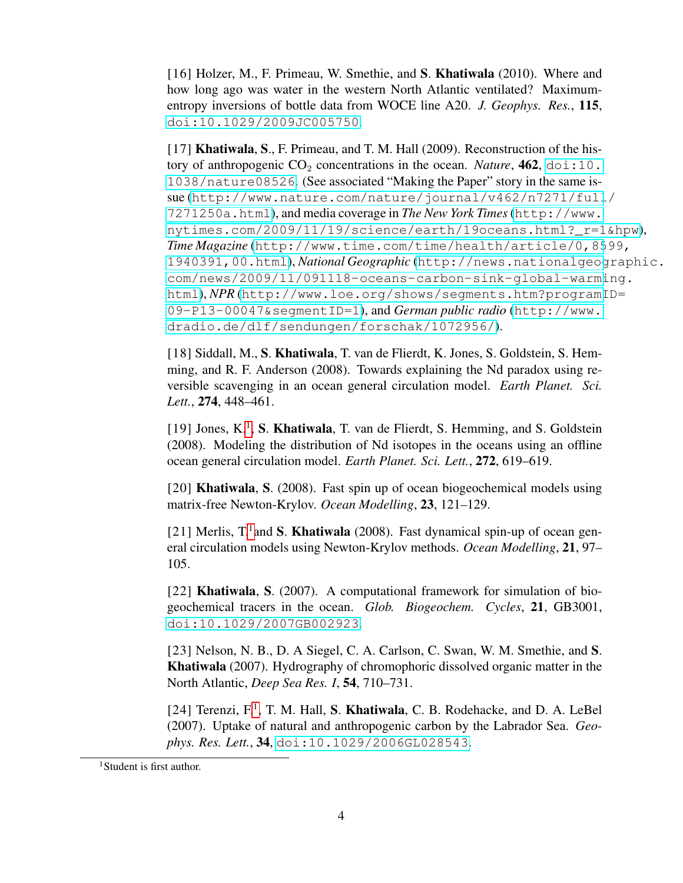[16] Holzer, M., F. Primeau, W. Smethie, and **S. Khatiwala** (2010). Where and how long ago was water in the western North Atlantic ventilated? Maximum-entropy inversions of bottle data from WOCE line A20. *J. Geophys. Res.*, **115**, doi:10.1029/2009JC005750.

[17] **Khatiwala, S.**, F. Primeau, and T. M. Hall (2009). Reconstruction of the history of anthropogenic $CO_2$ concentrations in the ocean. *Nature*, **462**, doi:10.1038/nature08526. (See associated "Making the Paper" story in the same issue (http://www.nature.com/nature/journal/v462/n7271/full/7271250a.html), and media coverage in *The New York Times* (http://www.nytimes.com/2009/11/19/science/earth/19oceans.html?_r=1&hpw), *Time Magazine* (http://www.time.com/time/health/article/0,8599,1940391,00.html), *National Geographic* (http://news.nationalgeographic.com/news/2009/11/091118-oceans-carbon-sink-global-warming.html), *NPR* (http://www.loe.org/shows/segments.htm?programID=09-P13-00047&segmentID=1), and *German public radio* (http://www.dradio.de/dlf/sendungen/forschak/1072956/).

[18] Siddall, M., **S. Khatiwala**, T. van de Flierdt, K. Jones, S. Goldstein, S. Hemming, and R. F. Anderson (2008). Towards explaining the Nd paradox using reversible scavenging in an ocean general circulation model. *Earth Planet. Sci. Lett.*, **274**, 448–461.

[19] Jones, K.[1], **S. Khatiwala**, T. van de Flierdt, S. Hemming, and S. Goldstein (2008). Modeling the distribution of Nd isotopes in the oceans using an offline ocean general circulation model. *Earth Planet. Sci. Lett.*, **272**, 619–619.

[20] **Khatiwala, S.** (2008). Fast spin up of ocean biogeochemical models using matrix-free Newton-Krylov. *Ocean Modelling*, **23**, 121–129.

[21] Merlis, T.[1] and **S. Khatiwala** (2008). Fast dynamical spin-up of ocean general circulation models using Newton-Krylov methods. *Ocean Modelling*, **21**, 97–105.

[22] **Khatiwala, S.** (2007). A computational framework for simulation of biogeochemical tracers in the ocean. *Glob. Biogeochem. Cycles*, **21**, GB3001, doi:10.1029/2007GB002923.

[23] Nelson, N. B., D. A Siegel, C. A. Carlson, C. Swan, W. M. Smethie, and **S. Khatiwala** (2007). Hydrography of chromophoric dissolved organic matter in the North Atlantic, *Deep Sea Res. I*, **54**, 710–731.

[24] Terenzi, F.[1], T. M. Hall, **S. Khatiwala**, C. B. Rodehacke, and D. A. LeBel (2007). Uptake of natural and anthropogenic carbon by the Labrador Sea. *Geophys. Res. Lett.*, **34**, doi:10.1029/2006GL028543.

[1] Student is first author.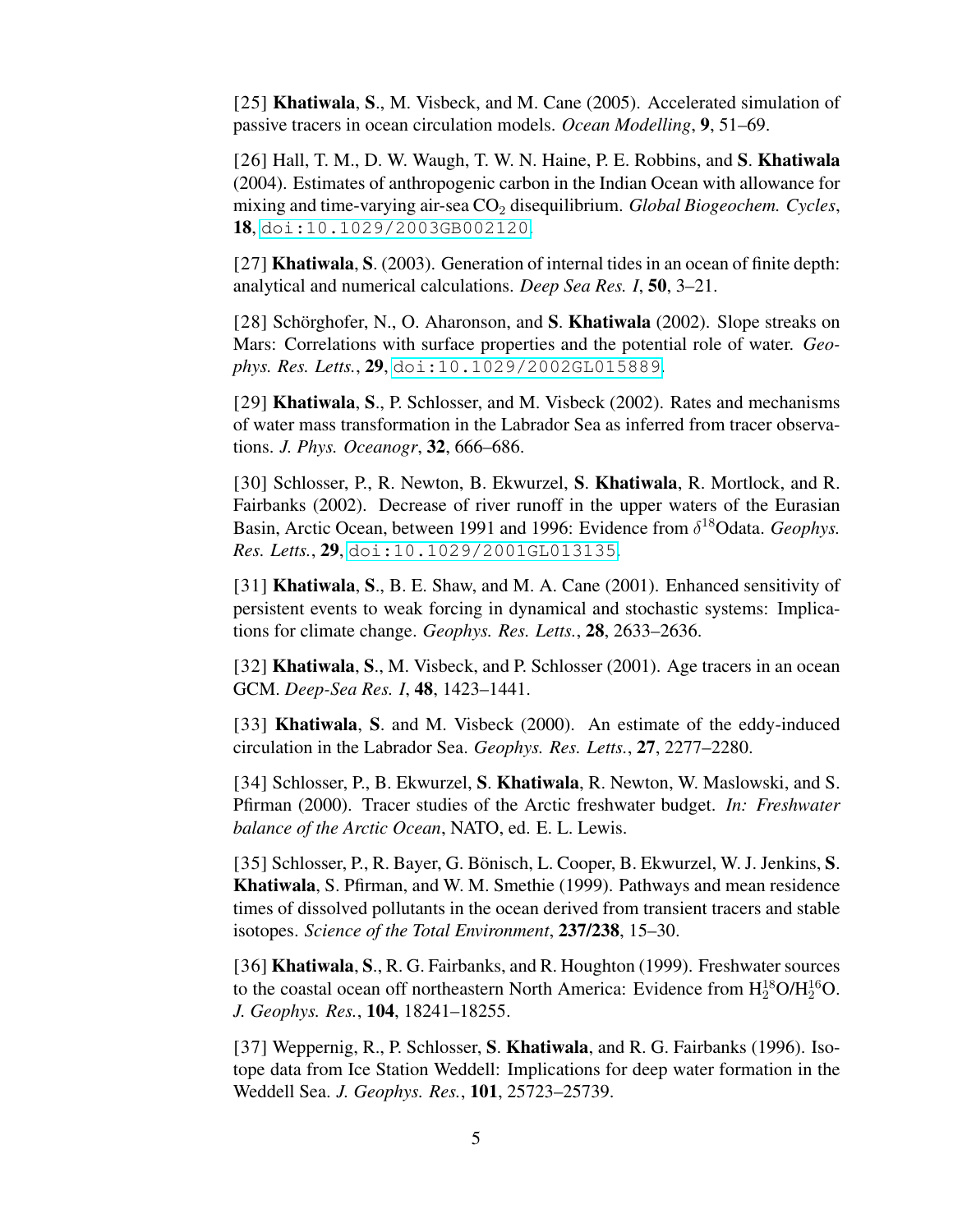[25] **Khatiwala**, **S**., M. Visbeck, and M. Cane (2005). Accelerated simulation of passive tracers in ocean circulation models. *Ocean Modelling*, **9**, 51–69.

[26] Hall, T. M., D. W. Waugh, T. W. N. Haine, P. E. Robbins, and **S**. **Khatiwala** (2004). Estimates of anthropogenic carbon in the Indian Ocean with allowance for mixing and time-varying air-sea $CO_2$ disequilibrium. *Global Biogeochem. Cycles*, **18**, doi:10.1029/2003GB002120.

[27] **Khatiwala**, **S**. (2003). Generation of internal tides in an ocean of finite depth: analytical and numerical calculations. *Deep Sea Res. I*, **50**, 3–21.

[28] Schörghofer, N., O. Aharonson, and **S**. **Khatiwala** (2002). Slope streaks on Mars: Correlations with surface properties and the potential role of water. *Geophys. Res. Letts.*, **29**, doi:10.1029/2002GL015889.

[29] **Khatiwala**, **S**., P. Schlosser, and M. Visbeck (2002). Rates and mechanisms of water mass transformation in the Labrador Sea as inferred from tracer observations. *J. Phys. Oceanogr*, **32**, 666–686.

[30] Schlosser, P., R. Newton, B. Ekwurzel, **S**. **Khatiwala**, R. Mortlock, and R. Fairbanks (2002). Decrease of river runoff in the upper waters of the Eurasian Basin, Arctic Ocean, between 1991 and 1996: Evidence from $\delta^{18}$Odata. *Geophys. Res. Letts.*, **29**, doi:10.1029/2001GL013135.

[31] **Khatiwala**, **S**., B. E. Shaw, and M. A. Cane (2001). Enhanced sensitivity of persistent events to weak forcing in dynamical and stochastic systems: Implications for climate change. *Geophys. Res. Letts.*, **28**, 2633–2636.

[32] **Khatiwala**, **S**., M. Visbeck, and P. Schlosser (2001). Age tracers in an ocean GCM. *Deep-Sea Res. I*, **48**, 1423–1441.

[33] **Khatiwala**, **S**. and M. Visbeck (2000). An estimate of the eddy-induced circulation in the Labrador Sea. *Geophys. Res. Letts.*, **27**, 2277–2280.

[34] Schlosser, P., B. Ekwurzel, **S**. **Khatiwala**, R. Newton, W. Maslowski, and S. Pfirman (2000). Tracer studies of the Arctic freshwater budget. *In: Freshwater balance of the Arctic Ocean*, NATO, ed. E. L. Lewis.

[35] Schlosser, P., R. Bayer, G. Bönisch, L. Cooper, B. Ekwurzel, W. J. Jenkins, **S**. **Khatiwala**, S. Pfirman, and W. M. Smethie (1999). Pathways and mean residence times of dissolved pollutants in the ocean derived from transient tracers and stable isotopes. *Science of the Total Environment*, **237/238**, 15–30.

[36] **Khatiwala**, **S**., R. G. Fairbanks, and R. Houghton (1999). Freshwater sources to the coastal ocean off northeastern North America: Evidence from $H_2^{18}O/H_2^{16}O$. *J. Geophys. Res.*, **104**, 18241–18255.

[37] Weppernig, R., P. Schlosser, **S**. **Khatiwala**, and R. G. Fairbanks (1996). Isotope data from Ice Station Weddell: Implications for deep water formation in the Weddell Sea. *J. Geophys. Res.*, **101**, 25723–25739.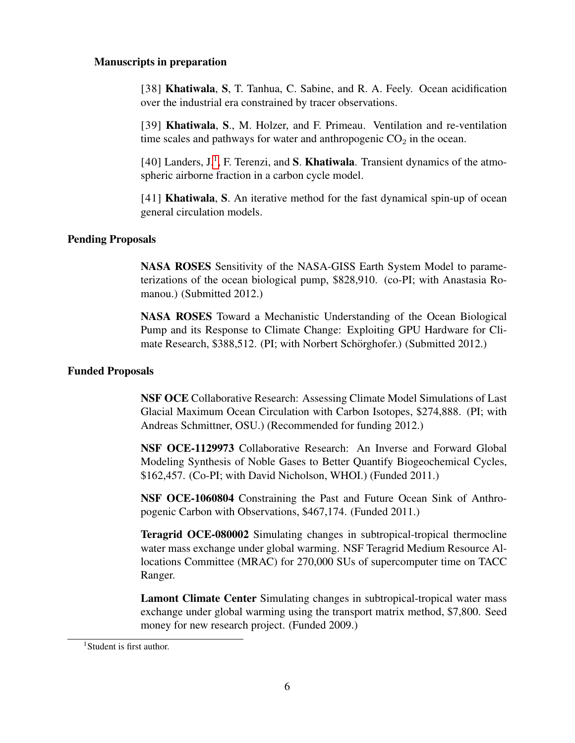### Manuscripts in preparation

[38] **Khatiwala**, **S**, T. Tanhua, C. Sabine, and R. A. Feely. Ocean acidification over the industrial era constrained by tracer observations.

[39] **Khatiwala**, **S**., M. Holzer, and F. Primeau. Ventilation and re-ventilation time scales and pathways for water and anthropogenic $CO_2$ in the ocean.

[40] Landers, J.[1], F. Terenzi, and **S**. **Khatiwala**. Transient dynamics of the atmospheric airborne fraction in a carbon cycle model.

[41] **Khatiwala**, **S**. An iterative method for the fast dynamical spin-up of ocean general circulation models.

### Pending Proposals

**NASA ROSES** Sensitivity of the NASA-GISS Earth System Model to parameterizations of the ocean biological pump, $828,910. (co-PI; with Anastasia Romanou.) (Submitted 2012.)

**NASA ROSES** Toward a Mechanistic Understanding of the Ocean Biological Pump and its Response to Climate Change: Exploiting GPU Hardware for Climate Research, $388,512. (PI; with Norbert Schörghofer.) (Submitted 2012.)

### Funded Proposals

**NSF OCE** Collaborative Research: Assessing Climate Model Simulations of Last Glacial Maximum Ocean Circulation with Carbon Isotopes, $274,888. (PI; with Andreas Schmittner, OSU.) (Recommended for funding 2012.)

**NSF OCE-1129973** Collaborative Research: An Inverse and Forward Global Modeling Synthesis of Noble Gases to Better Quantify Biogeochemical Cycles, $162,457. (Co-PI; with David Nicholson, WHOI.) (Funded 2011.)

**NSF OCE-1060804** Constraining the Past and Future Ocean Sink of Anthropogenic Carbon with Observations, $467,174. (Funded 2011.)

**Teragrid OCE-080002** Simulating changes in subtropical-tropical thermocline water mass exchange under global warming. NSF Teragrid Medium Resource Allocations Committee (MRAC) for 270,000 SUs of supercomputer time on TACC Ranger.

**Lamont Climate Center** Simulating changes in subtropical-tropical water mass exchange under global warming using the transport matrix method, $7,800. Seed money for new research project. (Funded 2009.)

[1] Student is first author.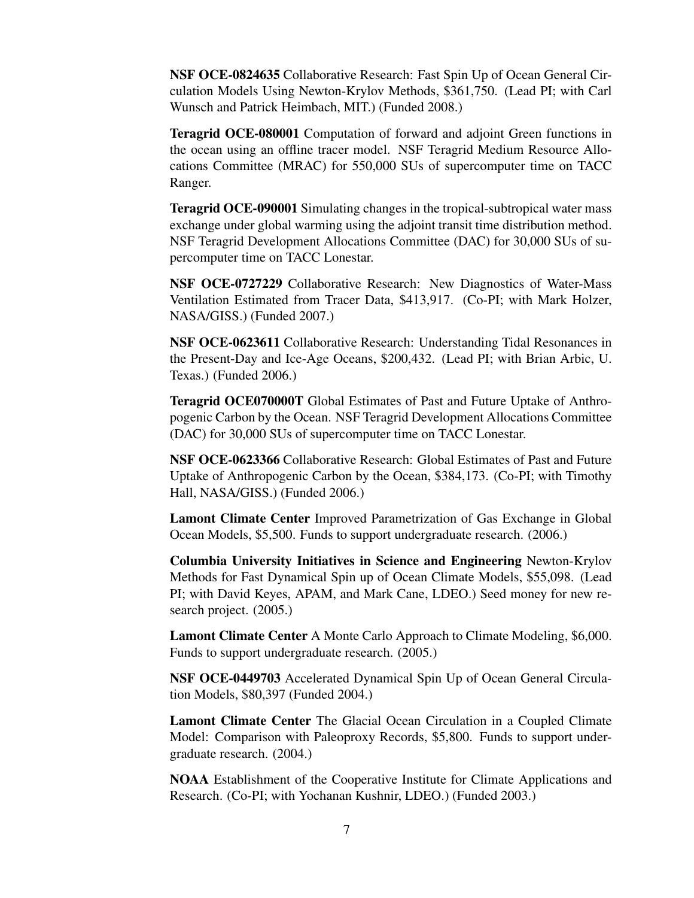**NSF OCE-0824635** Collaborative Research: Fast Spin Up of Ocean General Circulation Models Using Newton-Krylov Methods, $361,750. (Lead PI; with Carl Wunsch and Patrick Heimbach, MIT.) (Funded 2008.)

**Teragrid OCE-080001** Computation of forward and adjoint Green functions in the ocean using an offline tracer model. NSF Teragrid Medium Resource Allocations Committee (MRAC) for 550,000 SUs of supercomputer time on TACC Ranger.

**Teragrid OCE-090001** Simulating changes in the tropical-subtropical water mass exchange under global warming using the adjoint transit time distribution method. NSF Teragrid Development Allocations Committee (DAC) for 30,000 SUs of supercomputer time on TACC Lonestar.

**NSF OCE-0727229** Collaborative Research: New Diagnostics of Water-Mass Ventilation Estimated from Tracer Data, $413,917. (Co-PI; with Mark Holzer, NASA/GISS.) (Funded 2007.)

**NSF OCE-0623611** Collaborative Research: Understanding Tidal Resonances in the Present-Day and Ice-Age Oceans, $200,432. (Lead PI; with Brian Arbic, U. Texas.) (Funded 2006.)

**Teragrid OCE070000T** Global Estimates of Past and Future Uptake of Anthropogenic Carbon by the Ocean. NSF Teragrid Development Allocations Committee (DAC) for 30,000 SUs of supercomputer time on TACC Lonestar.

**NSF OCE-0623366** Collaborative Research: Global Estimates of Past and Future Uptake of Anthropogenic Carbon by the Ocean, $384,173. (Co-PI; with Timothy Hall, NASA/GISS.) (Funded 2006.)

**Lamont Climate Center** Improved Parametrization of Gas Exchange in Global Ocean Models, $5,500. Funds to support undergraduate research. (2006.)

**Columbia University Initiatives in Science and Engineering** Newton-Krylov Methods for Fast Dynamical Spin up of Ocean Climate Models, $55,098. (Lead PI; with David Keyes, APAM, and Mark Cane, LDEO.) Seed money for new research project. (2005.)

**Lamont Climate Center** A Monte Carlo Approach to Climate Modeling, $6,000. Funds to support undergraduate research. (2005.)

**NSF OCE-0449703** Accelerated Dynamical Spin Up of Ocean General Circulation Models, $80,397 (Funded 2004.)

**Lamont Climate Center** The Glacial Ocean Circulation in a Coupled Climate Model: Comparison with Paleoproxy Records, $5,800. Funds to support undergraduate research. (2004.)

**NOAA** Establishment of the Cooperative Institute for Climate Applications and Research. (Co-PI; with Yochanan Kushnir, LDEO.) (Funded 2003.)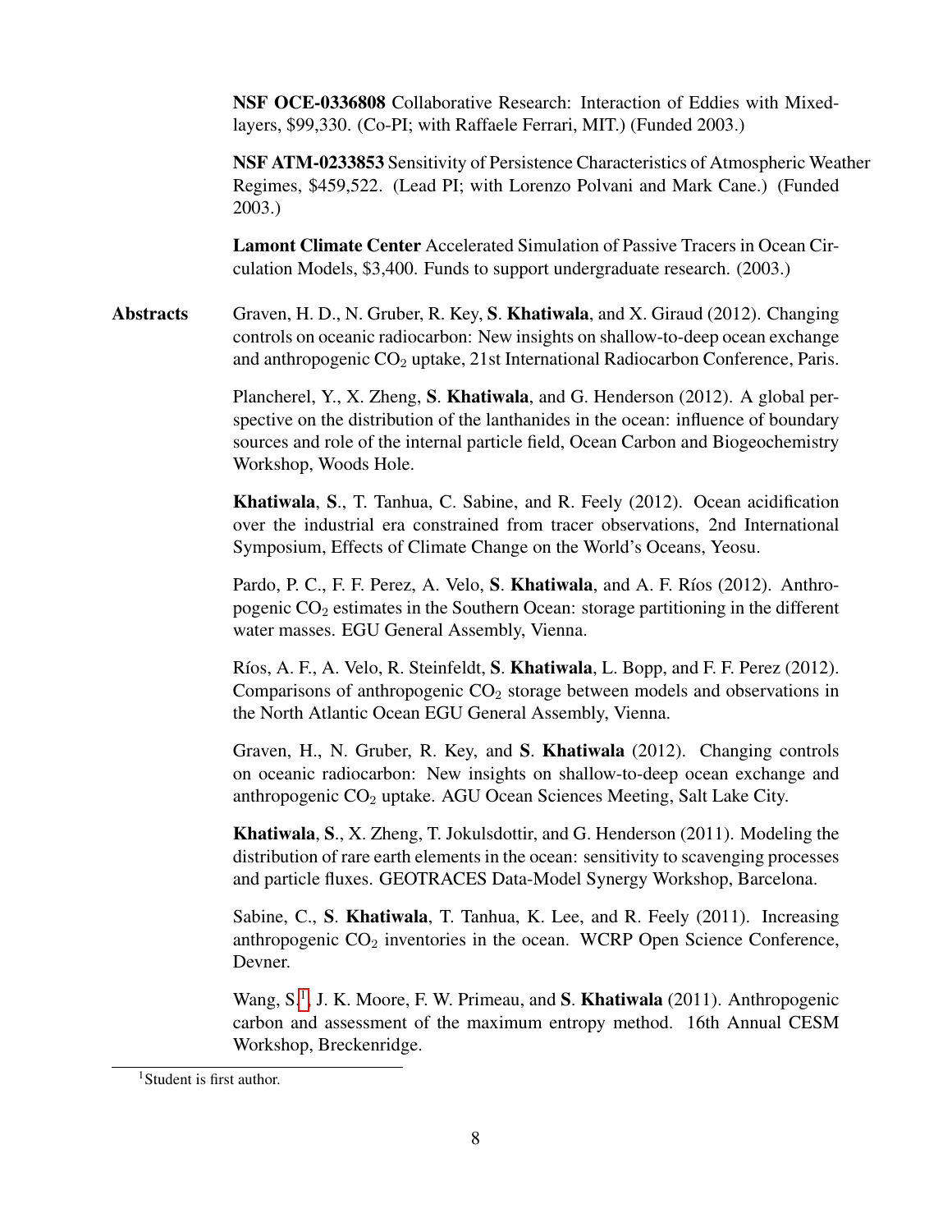**NSF OCE-0336808** Collaborative Research: Interaction of Eddies with Mixed-layers, $99,330. (Co-PI; with Raffaele Ferrari, MIT.) (Funded 2003.)

**NSF ATM-0233853** Sensitivity of Persistence Characteristics of Atmospheric Weather Regimes, $459,522. (Lead PI; with Lorenzo Polvani and Mark Cane.) (Funded 2003.)

**Lamont Climate Center** Accelerated Simulation of Passive Tracers in Ocean Circulation Models, $3,400. Funds to support undergraduate research. (2003.)

## Abstracts

Graven, H. D., N. Gruber, R. Key, S. **Khatiwala**, and X. Giraud (2012). Changing controls on oceanic radiocarbon: New insights on shallow-to-deep ocean exchange and anthropogenic $CO_2$ uptake, 21st International Radiocarbon Conference, Paris.

Plancherel, Y., X. Zheng, S. **Khatiwala**, and G. Henderson (2012). A global perspective on the distribution of the lanthanides in the ocean: influence of boundary sources and role of the internal particle field, Ocean Carbon and Biogeochemistry Workshop, Woods Hole.

**Khatiwala**, **S**., T. Tanhua, C. Sabine, and R. Feely (2012). Ocean acidification over the industrial era constrained from tracer observations, 2nd International Symposium, Effects of Climate Change on the World's Oceans, Yeosu.

Pardo, P. C., F. F. Perez, A. Velo, S. **Khatiwala**, and A. F. Ríos (2012). Anthropogenic $CO_2$ estimates in the Southern Ocean: storage partitioning in the different water masses. EGU General Assembly, Vienna.

Ríos, A. F., A. Velo, R. Steinfeldt, S. **Khatiwala**, L. Bopp, and F. F. Perez (2012). Comparisons of anthropogenic $CO_2$ storage between models and observations in the North Atlantic Ocean EGU General Assembly, Vienna.

Graven, H., N. Gruber, R. Key, and S. **Khatiwala** (2012). Changing controls on oceanic radiocarbon: New insights on shallow-to-deep ocean exchange and anthropogenic $CO_2$ uptake. AGU Ocean Sciences Meeting, Salt Lake City.

**Khatiwala**, **S**., X. Zheng, T. Jokulsdottir, and G. Henderson (2011). Modeling the distribution of rare earth elements in the ocean: sensitivity to scavenging processes and particle fluxes. GEOTRACES Data-Model Synergy Workshop, Barcelona.

Sabine, C., S. **Khatiwala**, T. Tanhua, K. Lee, and R. Feely (2011). Increasing anthropogenic $CO_2$ inventories in the ocean. WCRP Open Science Conference, Devner.

Wang, S.[1], J. K. Moore, F. W. Primeau, and S. **Khatiwala** (2011). Anthropogenic carbon and assessment of the maximum entropy method. 16th Annual CESM Workshop, Breckenridge.

[1] Student is first author.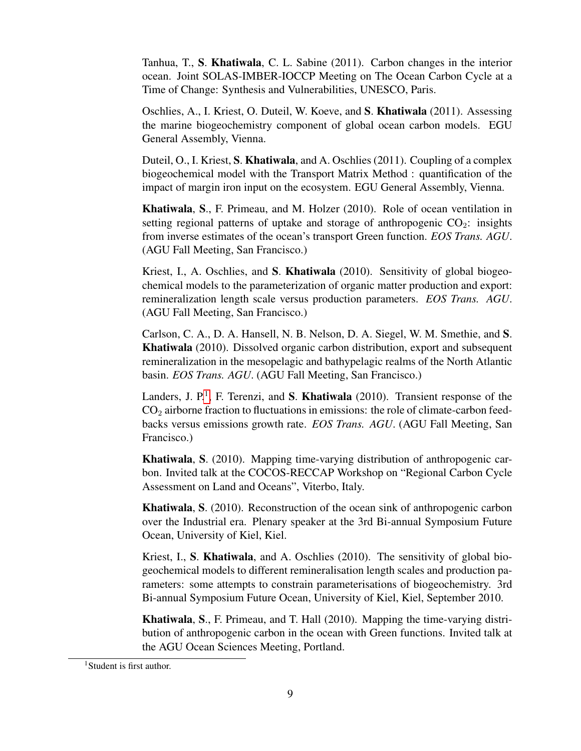Tanhua, T., **S**. **Khatiwala**, C. L. Sabine (2011). Carbon changes in the interior ocean. Joint SOLAS-IMBER-IOCCP Meeting on The Ocean Carbon Cycle at a Time of Change: Synthesis and Vulnerabilities, UNESCO, Paris.

Oschlies, A., I. Kriest, O. Duteil, W. Koeve, and **S**. **Khatiwala** (2011). Assessing the marine biogeochemistry component of global ocean carbon models. EGU General Assembly, Vienna.

Duteil, O., I. Kriest, **S**. **Khatiwala**, and A. Oschlies (2011). Coupling of a complex biogeochemical model with the Transport Matrix Method : quantification of the impact of margin iron input on the ecosystem. EGU General Assembly, Vienna.

**Khatiwala**, **S**., F. Primeau, and M. Holzer (2010). Role of ocean ventilation in setting regional patterns of uptake and storage of anthropogenic $CO_2$: insights from inverse estimates of the ocean's transport Green function. *EOS Trans. AGU*. (AGU Fall Meeting, San Francisco.)

Kriest, I., A. Oschlies, and **S**. **Khatiwala** (2010). Sensitivity of global biogeochemical models to the parameterization of organic matter production and export: remineralization length scale versus production parameters. *EOS Trans. AGU*. (AGU Fall Meeting, San Francisco.)

Carlson, C. A., D. A. Hansell, N. B. Nelson, D. A. Siegel, W. M. Smethie, and **S**. **Khatiwala** (2010). Dissolved organic carbon distribution, export and subsequent remineralization in the mesopelagic and bathypelagic realms of the North Atlantic basin. *EOS Trans. AGU*. (AGU Fall Meeting, San Francisco.)

Landers, J. P.[1], F. Terenzi, and **S**. **Khatiwala** (2010). Transient response of the $CO_2$ airborne fraction to fluctuations in emissions: the role of climate-carbon feedbacks versus emissions growth rate. *EOS Trans. AGU*. (AGU Fall Meeting, San Francisco.)

**Khatiwala**, **S**. (2010). Mapping time-varying distribution of anthropogenic carbon. Invited talk at the COCOS-RECCAP Workshop on "Regional Carbon Cycle Assessment on Land and Oceans", Viterbo, Italy.

**Khatiwala**, **S**. (2010). Reconstruction of the ocean sink of anthropogenic carbon over the Industrial era. Plenary speaker at the 3rd Bi-annual Symposium Future Ocean, University of Kiel, Kiel.

Kriest, I., **S**. **Khatiwala**, and A. Oschlies (2010). The sensitivity of global biogeochemical models to different remineralisation length scales and production parameters: some attempts to constrain parameterisations of biogeochemistry. 3rd Bi-annual Symposium Future Ocean, University of Kiel, Kiel, September 2010.

**Khatiwala**, **S**., F. Primeau, and T. Hall (2010). Mapping the time-varying distribution of anthropogenic carbon in the ocean with Green functions. Invited talk at the AGU Ocean Sciences Meeting, Portland.

[1] Student is first author.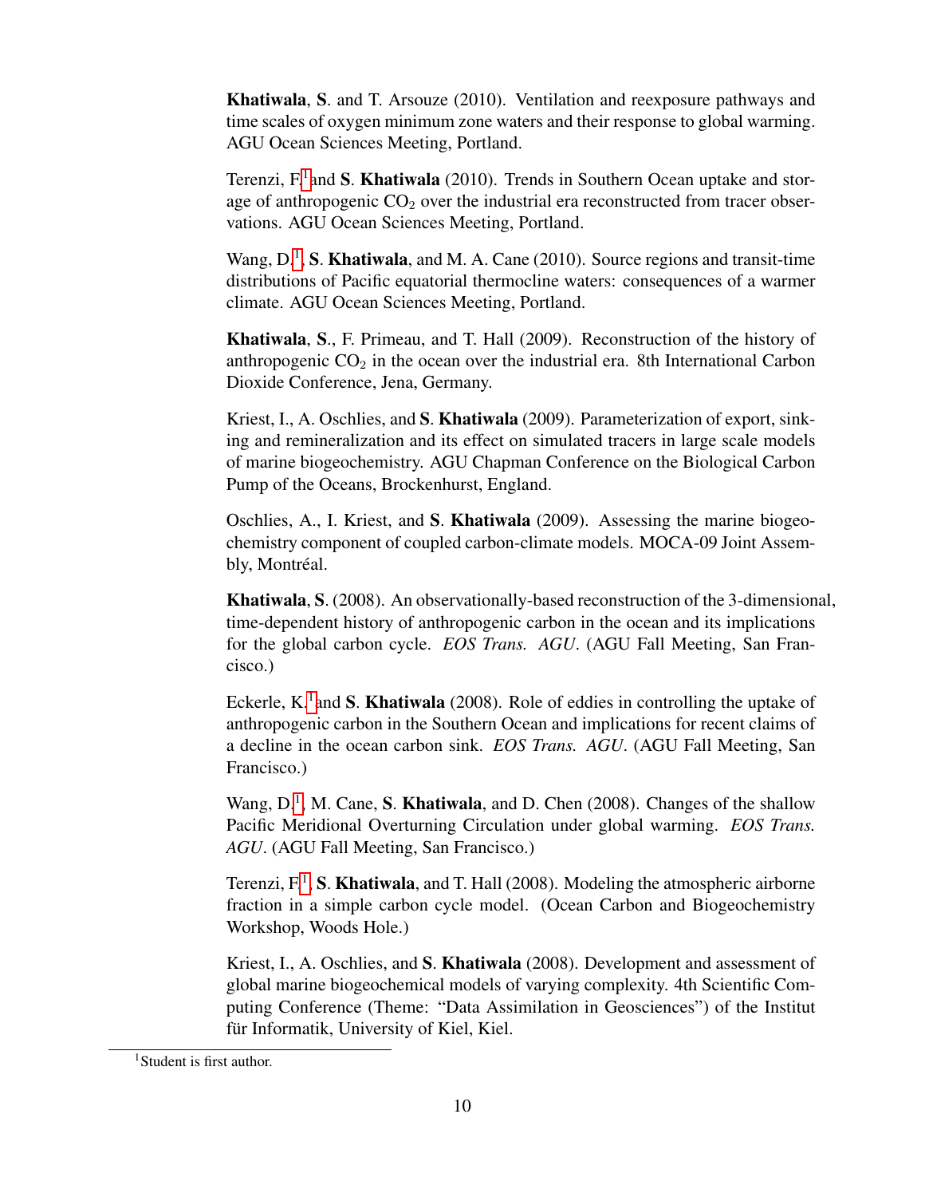**Khatiwala**, **S**. and T. Arsouze (2010). Ventilation and reexposure pathways and time scales of oxygen minimum zone waters and their response to global warming. AGU Ocean Sciences Meeting, Portland.

Terenzi, F.[1] and **S**. **Khatiwala** (2010). Trends in Southern Ocean uptake and storage of anthropogenic $CO_2$ over the industrial era reconstructed from tracer observations. AGU Ocean Sciences Meeting, Portland.

Wang, D.[1], **S**. **Khatiwala**, and M. A. Cane (2010). Source regions and transit-time distributions of Pacific equatorial thermocline waters: consequences of a warmer climate. AGU Ocean Sciences Meeting, Portland.

**Khatiwala**, **S**., F. Primeau, and T. Hall (2009). Reconstruction of the history of anthropogenic $CO_2$ in the ocean over the industrial era. 8th International Carbon Dioxide Conference, Jena, Germany.

Kriest, I., A. Oschlies, and **S**. **Khatiwala** (2009). Parameterization of export, sinking and remineralization and its effect on simulated tracers in large scale models of marine biogeochemistry. AGU Chapman Conference on the Biological Carbon Pump of the Oceans, Brockenhurst, England.

Oschlies, A., I. Kriest, and **S**. **Khatiwala** (2009). Assessing the marine biogeochemistry component of coupled carbon-climate models. MOCA-09 Joint Assembly, Montréal.

**Khatiwala**, **S**. (2008). An observationally-based reconstruction of the 3-dimensional, time-dependent history of anthropogenic carbon in the ocean and its implications for the global carbon cycle. *EOS Trans. AGU*. (AGU Fall Meeting, San Francisco.)

Eckerle, K.[1] and **S**. **Khatiwala** (2008). Role of eddies in controlling the uptake of anthropogenic carbon in the Southern Ocean and implications for recent claims of a decline in the ocean carbon sink. *EOS Trans. AGU*. (AGU Fall Meeting, San Francisco.)

Wang, D.[1], M. Cane, **S**. **Khatiwala**, and D. Chen (2008). Changes of the shallow Pacific Meridional Overturning Circulation under global warming. *EOS Trans. AGU*. (AGU Fall Meeting, San Francisco.)

Terenzi, F.[1], **S**. **Khatiwala**, and T. Hall (2008). Modeling the atmospheric airborne fraction in a simple carbon cycle model. (Ocean Carbon and Biogeochemistry Workshop, Woods Hole.)

Kriest, I., A. Oschlies, and **S**. **Khatiwala** (2008). Development and assessment of global marine biogeochemical models of varying complexity. 4th Scientific Computing Conference (Theme: "Data Assimilation in Geosciences") of the Institut für Informatik, University of Kiel, Kiel.

[1] Student is first author.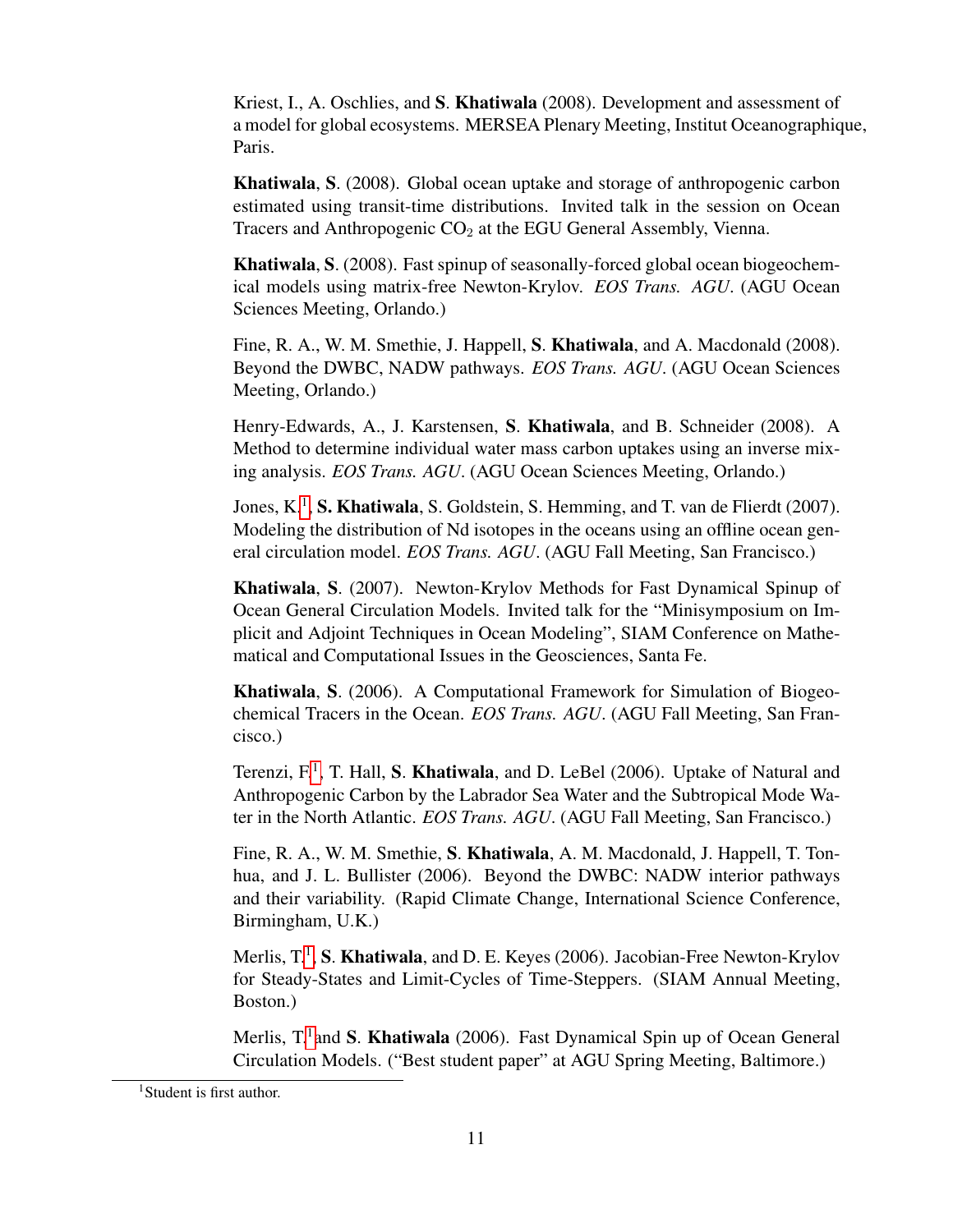Kriest, I., A. Oschlies, and S. **Khatiwala** (2008). Development and assessment of a model for global ecosystems. MERSEA Plenary Meeting, Institut Oceanographique, Paris.

**Khatiwala**, **S**. (2008). Global ocean uptake and storage of anthropogenic carbon estimated using transit-time distributions. Invited talk in the session on Ocean Tracers and Anthropogenic $CO_2$ at the EGU General Assembly, Vienna.

**Khatiwala**, **S**. (2008). Fast spinup of seasonally-forced global ocean biogeochemical models using matrix-free Newton-Krylov. *EOS Trans. AGU*. (AGU Ocean Sciences Meeting, Orlando.)

Fine, R. A., W. M. Smethie, J. Happell, **S**. **Khatiwala**, and A. Macdonald (2008). Beyond the DWBC, NADW pathways. *EOS Trans. AGU*. (AGU Ocean Sciences Meeting, Orlando.)

Henry-Edwards, A., J. Karstensen, **S**. **Khatiwala**, and B. Schneider (2008). A Method to determine individual water mass carbon uptakes using an inverse mixing analysis. *EOS Trans. AGU*. (AGU Ocean Sciences Meeting, Orlando.)

Jones, K.[1], **S. Khatiwala**, S. Goldstein, S. Hemming, and T. van de Flierdt (2007). Modeling the distribution of Nd isotopes in the oceans using an offline ocean general circulation model. *EOS Trans. AGU*. (AGU Fall Meeting, San Francisco.)

**Khatiwala**, **S**. (2007). Newton-Krylov Methods for Fast Dynamical Spinup of Ocean General Circulation Models. Invited talk for the "Minisymposium on Implicit and Adjoint Techniques in Ocean Modeling", SIAM Conference on Mathematical and Computational Issues in the Geosciences, Santa Fe.

**Khatiwala**, **S**. (2006). A Computational Framework for Simulation of Biogeochemical Tracers in the Ocean. *EOS Trans. AGU*. (AGU Fall Meeting, San Francisco.)

Terenzi, F.[1], T. Hall, **S**. **Khatiwala**, and D. LeBel (2006). Uptake of Natural and Anthropogenic Carbon by the Labrador Sea Water and the Subtropical Mode Water in the North Atlantic. *EOS Trans. AGU*. (AGU Fall Meeting, San Francisco.)

Fine, R. A., W. M. Smethie, **S**. **Khatiwala**, A. M. Macdonald, J. Happell, T. Tonhua, and J. L. Bullister (2006). Beyond the DWBC: NADW interior pathways and their variability. (Rapid Climate Change, International Science Conference, Birmingham, U.K.)

Merlis, T.[1], **S**. **Khatiwala**, and D. E. Keyes (2006). Jacobian-Free Newton-Krylov for Steady-States and Limit-Cycles of Time-Steppers. (SIAM Annual Meeting, Boston.)

Merlis, T.[1] and **S**. **Khatiwala** (2006). Fast Dynamical Spin up of Ocean General Circulation Models. ("Best student paper" at AGU Spring Meeting, Baltimore.)

[1] Student is first author.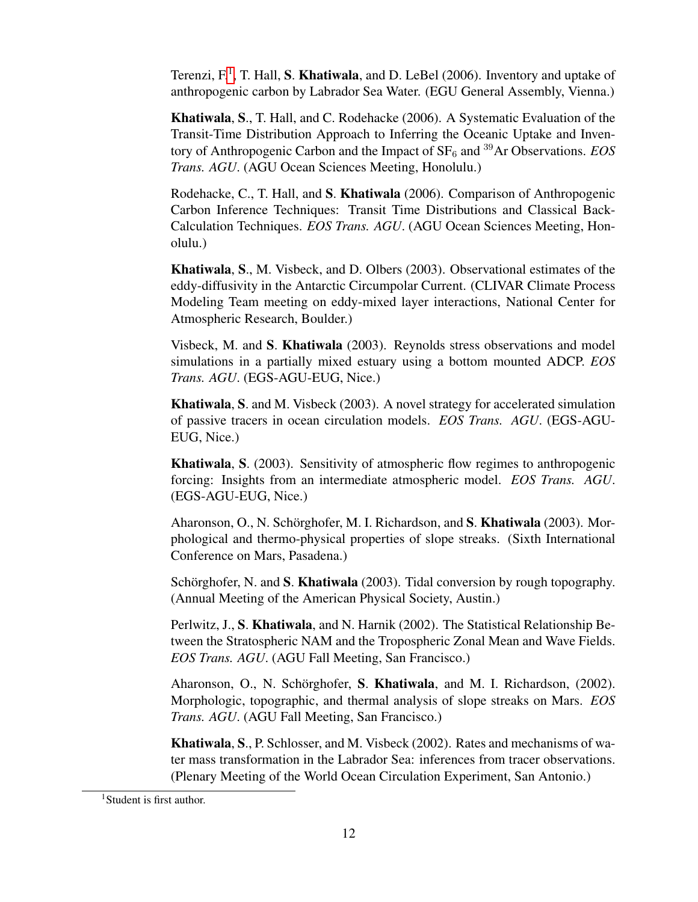Terenzi, F.[1], T. Hall, S. **Khatiwala**, and D. LeBel (2006). Inventory and uptake of anthropogenic carbon by Labrador Sea Water. (EGU General Assembly, Vienna.)

**Khatiwala**, **S**., T. Hall, and C. Rodehacke (2006). A Systematic Evaluation of the Transit-Time Distribution Approach to Inferring the Oceanic Uptake and Inventory of Anthropogenic Carbon and the Impact of $SF_6$ and $^{39}Ar$ Observations. *EOS Trans. AGU*. (AGU Ocean Sciences Meeting, Honolulu.)

Rodehacke, C., T. Hall, and **S**. **Khatiwala** (2006). Comparison of Anthropogenic Carbon Inference Techniques: Transit Time Distributions and Classical Back-Calculation Techniques. *EOS Trans. AGU*. (AGU Ocean Sciences Meeting, Honolulu.)

**Khatiwala**, **S**., M. Visbeck, and D. Olbers (2003). Observational estimates of the eddy-diffusivity in the Antarctic Circumpolar Current. (CLIVAR Climate Process Modeling Team meeting on eddy-mixed layer interactions, National Center for Atmospheric Research, Boulder.)

Visbeck, M. and **S**. **Khatiwala** (2003). Reynolds stress observations and model simulations in a partially mixed estuary using a bottom mounted ADCP. *EOS Trans. AGU*. (EGS-AGU-EUG, Nice.)

**Khatiwala**, **S**. and M. Visbeck (2003). A novel strategy for accelerated simulation of passive tracers in ocean circulation models. *EOS Trans. AGU*. (EGS-AGU-EUG, Nice.)

**Khatiwala**, **S**. (2003). Sensitivity of atmospheric flow regimes to anthropogenic forcing: Insights from an intermediate atmospheric model. *EOS Trans. AGU*. (EGS-AGU-EUG, Nice.)

Aharonson, O., N. Schörghofer, M. I. Richardson, and **S**. **Khatiwala** (2003). Morphological and thermo-physical properties of slope streaks. (Sixth International Conference on Mars, Pasadena.)

Schörghofer, N. and **S**. **Khatiwala** (2003). Tidal conversion by rough topography. (Annual Meeting of the American Physical Society, Austin.)

Perlwitz, J., **S**. **Khatiwala**, and N. Harnik (2002). The Statistical Relationship Between the Stratospheric NAM and the Tropospheric Zonal Mean and Wave Fields. *EOS Trans. AGU*. (AGU Fall Meeting, San Francisco.)

Aharonson, O., N. Schörghofer, **S**. **Khatiwala**, and M. I. Richardson, (2002). Morphologic, topographic, and thermal analysis of slope streaks on Mars. *EOS Trans. AGU*. (AGU Fall Meeting, San Francisco.)

**Khatiwala**, **S**., P. Schlosser, and M. Visbeck (2002). Rates and mechanisms of water mass transformation in the Labrador Sea: inferences from tracer observations. (Plenary Meeting of the World Ocean Circulation Experiment, San Antonio.)

[1] Student is first author.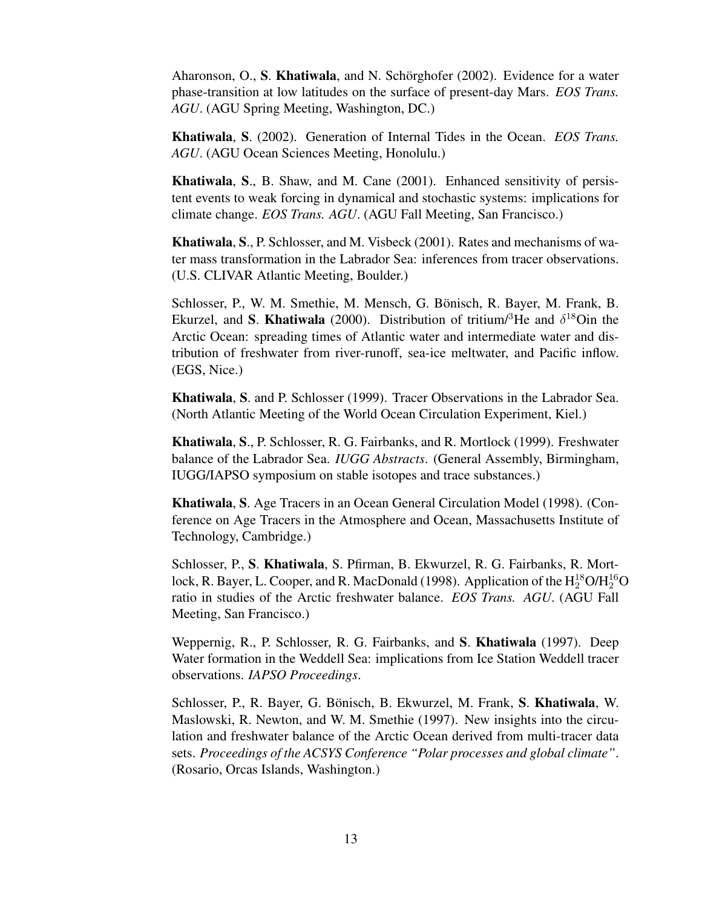Aharonson, O., **S. Khatiwala**, and N. Schörghofer (2002). Evidence for a water phase-transition at low latitudes on the surface of present-day Mars. *EOS Trans. AGU*. (AGU Spring Meeting, Washington, DC.)

**Khatiwala, S**. (2002). Generation of Internal Tides in the Ocean. *EOS Trans. AGU*. (AGU Ocean Sciences Meeting, Honolulu.)

**Khatiwala, S**., B. Shaw, and M. Cane (2001). Enhanced sensitivity of persistent events to weak forcing in dynamical and stochastic systems: implications for climate change. *EOS Trans. AGU*. (AGU Fall Meeting, San Francisco.)

**Khatiwala, S**., P. Schlosser, and M. Visbeck (2001). Rates and mechanisms of water mass transformation in the Labrador Sea: inferences from tracer observations. (U.S. CLIVAR Atlantic Meeting, Boulder.)

Schlosser, P., W. M. Smethie, M. Mensch, G. Bönisch, R. Bayer, M. Frank, B. Ekurzel, and **S. Khatiwala** (2000). Distribution of tritium/$^3$He and $\delta^{18}$Oin the Arctic Ocean: spreading times of Atlantic water and intermediate water and distribution of freshwater from river-runoff, sea-ice meltwater, and Pacific inflow. (EGS, Nice.)

**Khatiwala, S**. and P. Schlosser (1999). Tracer Observations in the Labrador Sea. (North Atlantic Meeting of the World Ocean Circulation Experiment, Kiel.)

**Khatiwala, S**., P. Schlosser, R. G. Fairbanks, and R. Mortlock (1999). Freshwater balance of the Labrador Sea. *IUGG Abstracts*. (General Assembly, Birmingham, IUGG/IAPSO symposium on stable isotopes and trace substances.)

**Khatiwala, S**. Age Tracers in an Ocean General Circulation Model (1998). (Conference on Age Tracers in the Atmosphere and Ocean, Massachusetts Institute of Technology, Cambridge.)

Schlosser, P., **S. Khatiwala**, S. Pfirman, B. Ekwurzel, R. G. Fairbanks, R. Mortlock, R. Bayer, L. Cooper, and R. MacDonald (1998). Application of the $H_2^{18}O/H_2^{16}O$ ratio in studies of the Arctic freshwater balance. *EOS Trans. AGU*. (AGU Fall Meeting, San Francisco.)

Weppernig, R., P. Schlosser, R. G. Fairbanks, and **S. Khatiwala** (1997). Deep Water formation in the Weddell Sea: implications from Ice Station Weddell tracer observations. *IAPSO Proceedings*.

Schlosser, P., R. Bayer, G. Bönisch, B. Ekwurzel, M. Frank, **S. Khatiwala**, W. Maslowski, R. Newton, and W. M. Smethie (1997). New insights into the circulation and freshwater balance of the Arctic Ocean derived from multi-tracer data sets. *Proceedings of the ACSYS Conference "Polar processes and global climate"*. (Rosario, Orcas Islands, Washington.)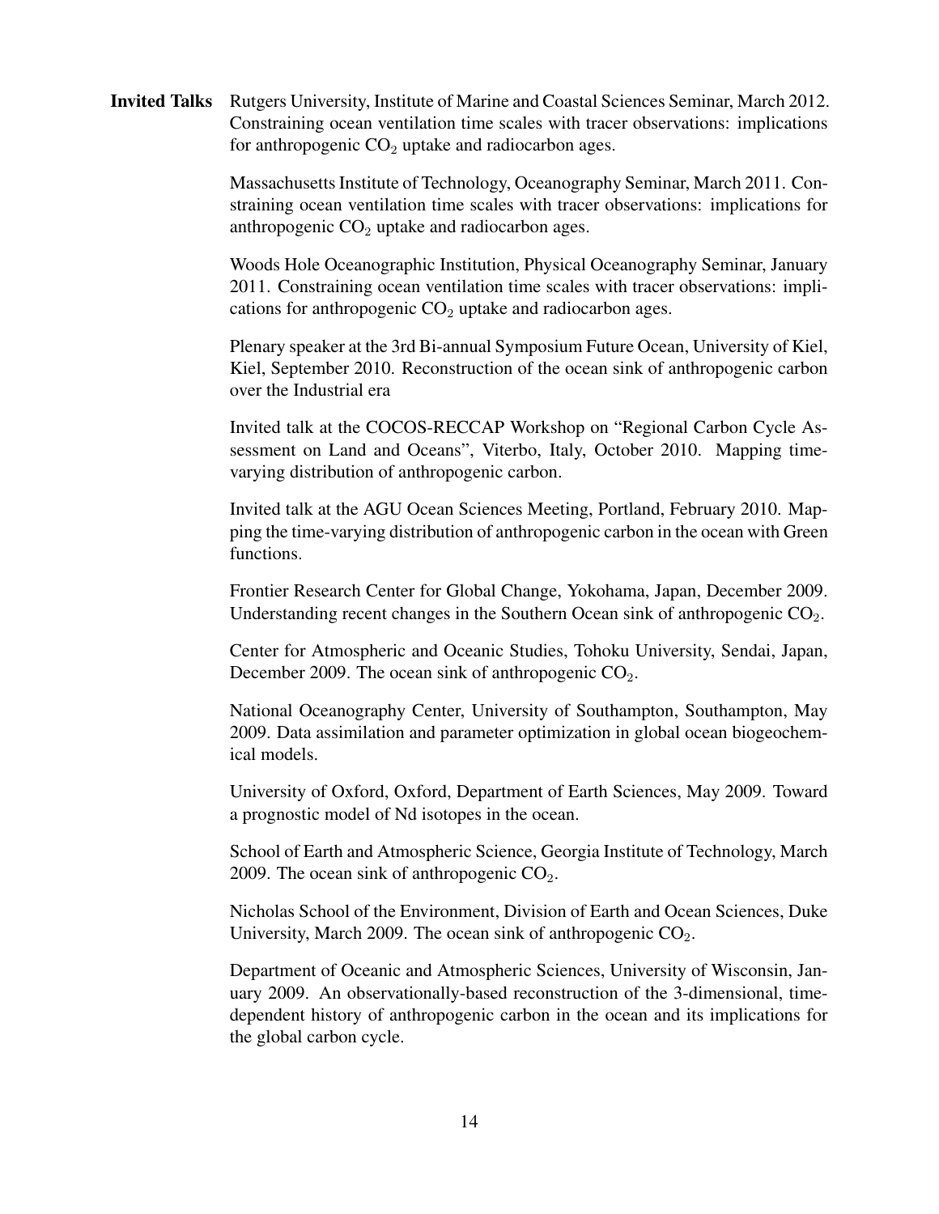**Invited Talks** Rutgers University, Institute of Marine and Coastal Sciences Seminar, March 2012. Constraining ocean ventilation time scales with tracer observations: implications for anthropogenic $CO_2$ uptake and radiocarbon ages.

Massachusetts Institute of Technology, Oceanography Seminar, March 2011. Constraining ocean ventilation time scales with tracer observations: implications for anthropogenic $CO_2$ uptake and radiocarbon ages.

Woods Hole Oceanographic Institution, Physical Oceanography Seminar, January 2011. Constraining ocean ventilation time scales with tracer observations: implications for anthropogenic $CO_2$ uptake and radiocarbon ages.

Plenary speaker at the 3rd Bi-annual Symposium Future Ocean, University of Kiel, Kiel, September 2010. Reconstruction of the ocean sink of anthropogenic carbon over the Industrial era

Invited talk at the COCOS-RECCAP Workshop on "Regional Carbon Cycle Assessment on Land and Oceans", Viterbo, Italy, October 2010. Mapping time-varying distribution of anthropogenic carbon.

Invited talk at the AGU Ocean Sciences Meeting, Portland, February 2010. Mapping the time-varying distribution of anthropogenic carbon in the ocean with Green functions.

Frontier Research Center for Global Change, Yokohama, Japan, December 2009. Understanding recent changes in the Southern Ocean sink of anthropogenic $CO_2$.

Center for Atmospheric and Oceanic Studies, Tohoku University, Sendai, Japan, December 2009. The ocean sink of anthropogenic $CO_2$.

National Oceanography Center, University of Southampton, Southampton, May 2009. Data assimilation and parameter optimization in global ocean biogeochemical models.

University of Oxford, Oxford, Department of Earth Sciences, May 2009. Toward a prognostic model of Nd isotopes in the ocean.

School of Earth and Atmospheric Science, Georgia Institute of Technology, March 2009. The ocean sink of anthropogenic $CO_2$.

Nicholas School of the Environment, Division of Earth and Ocean Sciences, Duke University, March 2009. The ocean sink of anthropogenic $CO_2$.

Department of Oceanic and Atmospheric Sciences, University of Wisconsin, January 2009. An observationally-based reconstruction of the 3-dimensional, time-dependent history of anthropogenic carbon in the ocean and its implications for the global carbon cycle.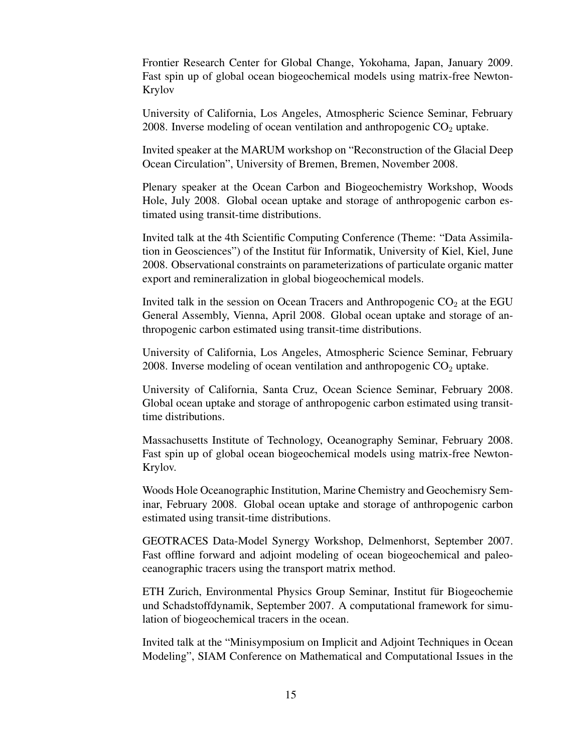Frontier Research Center for Global Change, Yokohama, Japan, January 2009. Fast spin up of global ocean biogeochemical models using matrix-free Newton-Krylov

University of California, Los Angeles, Atmospheric Science Seminar, February 2008. Inverse modeling of ocean ventilation and anthropogenic $CO_2$ uptake.

Invited speaker at the MARUM workshop on "Reconstruction of the Glacial Deep Ocean Circulation", University of Bremen, Bremen, November 2008.

Plenary speaker at the Ocean Carbon and Biogeochemistry Workshop, Woods Hole, July 2008. Global ocean uptake and storage of anthropogenic carbon estimated using transit-time distributions.

Invited talk at the 4th Scientific Computing Conference (Theme: "Data Assimilation in Geosciences") of the Institut für Informatik, University of Kiel, Kiel, June 2008. Observational constraints on parameterizations of particulate organic matter export and remineralization in global biogeochemical models.

Invited talk in the session on Ocean Tracers and Anthropogenic $CO_2$ at the EGU General Assembly, Vienna, April 2008. Global ocean uptake and storage of anthropogenic carbon estimated using transit-time distributions.

University of California, Los Angeles, Atmospheric Science Seminar, February 2008. Inverse modeling of ocean ventilation and anthropogenic $CO_2$ uptake.

University of California, Santa Cruz, Ocean Science Seminar, February 2008. Global ocean uptake and storage of anthropogenic carbon estimated using transit-time distributions.

Massachusetts Institute of Technology, Oceanography Seminar, February 2008. Fast spin up of global ocean biogeochemical models using matrix-free Newton-Krylov.

Woods Hole Oceanographic Institution, Marine Chemistry and Geochemisry Seminar, February 2008. Global ocean uptake and storage of anthropogenic carbon estimated using transit-time distributions.

GEOTRACES Data-Model Synergy Workshop, Delmenhorst, September 2007. Fast offline forward and adjoint modeling of ocean biogeochemical and paleoceanographic tracers using the transport matrix method.

ETH Zurich, Environmental Physics Group Seminar, Institut für Biogeochemie und Schadstoffdynamik, September 2007. A computational framework for simulation of biogeochemical tracers in the ocean.

Invited talk at the "Minisymposium on Implicit and Adjoint Techniques in Ocean Modeling", SIAM Conference on Mathematical and Computational Issues in the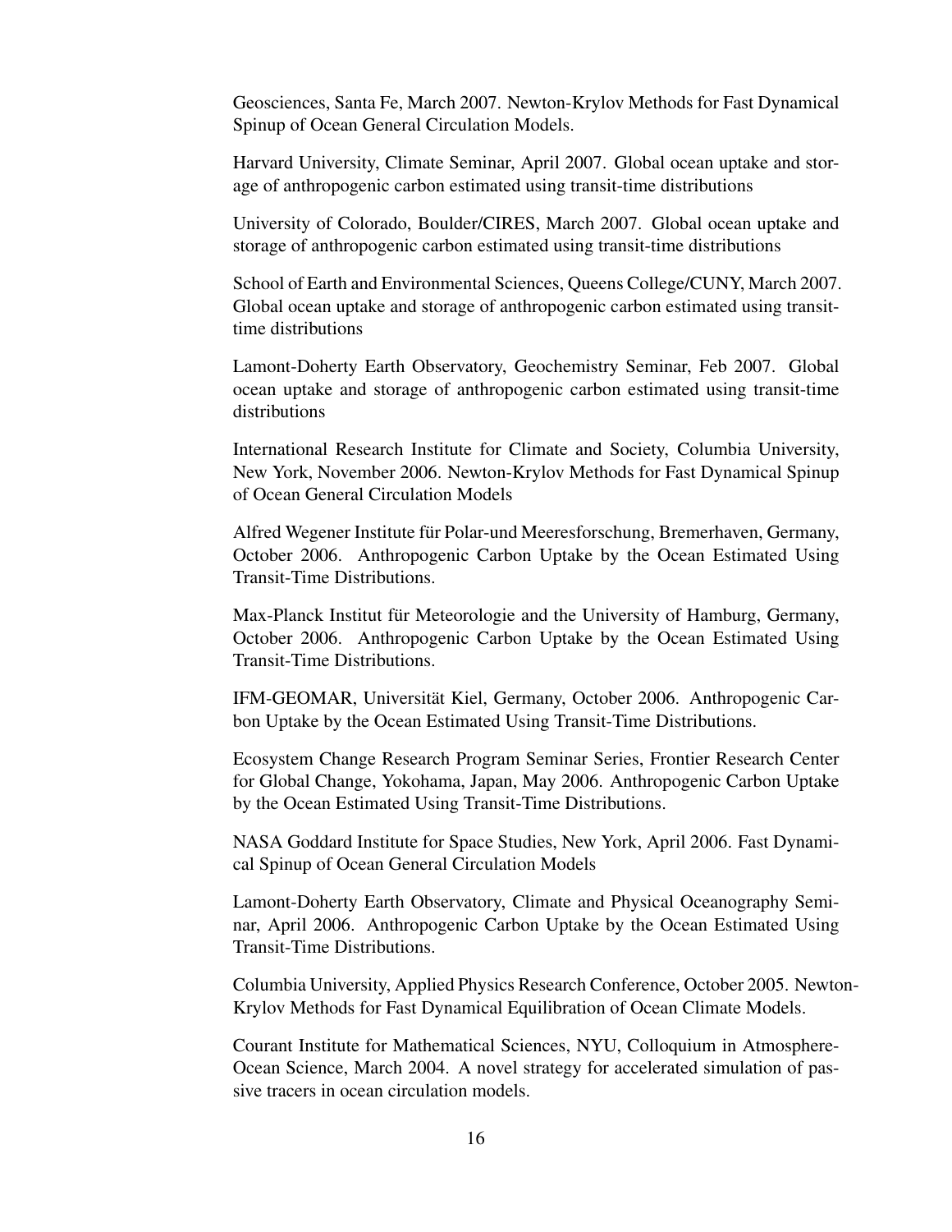Geosciences, Santa Fe, March 2007. Newton-Krylov Methods for Fast Dynamical Spinup of Ocean General Circulation Models.

Harvard University, Climate Seminar, April 2007. Global ocean uptake and storage of anthropogenic carbon estimated using transit-time distributions

University of Colorado, Boulder/CIRES, March 2007. Global ocean uptake and storage of anthropogenic carbon estimated using transit-time distributions

School of Earth and Environmental Sciences, Queens College/CUNY, March 2007. Global ocean uptake and storage of anthropogenic carbon estimated using transit-time distributions

Lamont-Doherty Earth Observatory, Geochemistry Seminar, Feb 2007. Global ocean uptake and storage of anthropogenic carbon estimated using transit-time distributions

International Research Institute for Climate and Society, Columbia University, New York, November 2006. Newton-Krylov Methods for Fast Dynamical Spinup of Ocean General Circulation Models

Alfred Wegener Institute für Polar-und Meeresforschung, Bremerhaven, Germany, October 2006. Anthropogenic Carbon Uptake by the Ocean Estimated Using Transit-Time Distributions.

Max-Planck Institut für Meteorologie and the University of Hamburg, Germany, October 2006. Anthropogenic Carbon Uptake by the Ocean Estimated Using Transit-Time Distributions.

IFM-GEOMAR, Universität Kiel, Germany, October 2006. Anthropogenic Carbon Uptake by the Ocean Estimated Using Transit-Time Distributions.

Ecosystem Change Research Program Seminar Series, Frontier Research Center for Global Change, Yokohama, Japan, May 2006. Anthropogenic Carbon Uptake by the Ocean Estimated Using Transit-Time Distributions.

NASA Goddard Institute for Space Studies, New York, April 2006. Fast Dynamical Spinup of Ocean General Circulation Models

Lamont-Doherty Earth Observatory, Climate and Physical Oceanography Seminar, April 2006. Anthropogenic Carbon Uptake by the Ocean Estimated Using Transit-Time Distributions.

Columbia University, Applied Physics Research Conference, October 2005. Newton-Krylov Methods for Fast Dynamical Equilibration of Ocean Climate Models.

Courant Institute for Mathematical Sciences, NYU, Colloquium in Atmosphere-Ocean Science, March 2004. A novel strategy for accelerated simulation of passive tracers in ocean circulation models.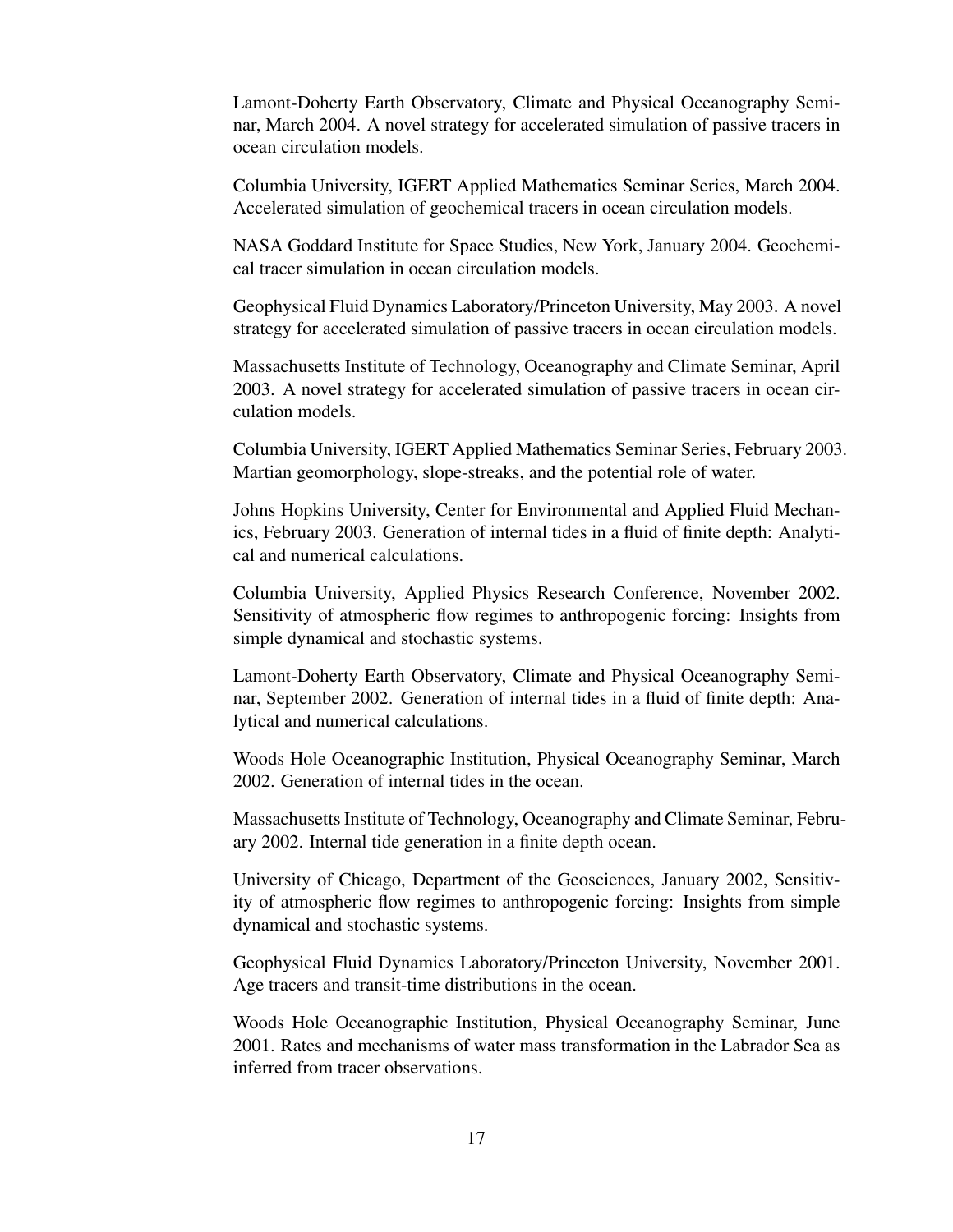Lamont-Doherty Earth Observatory, Climate and Physical Oceanography Seminar, March 2004. A novel strategy for accelerated simulation of passive tracers in ocean circulation models.

Columbia University, IGERT Applied Mathematics Seminar Series, March 2004. Accelerated simulation of geochemical tracers in ocean circulation models.

NASA Goddard Institute for Space Studies, New York, January 2004. Geochemical tracer simulation in ocean circulation models.

Geophysical Fluid Dynamics Laboratory/Princeton University, May 2003. A novel strategy for accelerated simulation of passive tracers in ocean circulation models.

Massachusetts Institute of Technology, Oceanography and Climate Seminar, April 2003. A novel strategy for accelerated simulation of passive tracers in ocean circulation models.

Columbia University, IGERT Applied Mathematics Seminar Series, February 2003. Martian geomorphology, slope-streaks, and the potential role of water.

Johns Hopkins University, Center for Environmental and Applied Fluid Mechanics, February 2003. Generation of internal tides in a fluid of finite depth: Analytical and numerical calculations.

Columbia University, Applied Physics Research Conference, November 2002. Sensitivity of atmospheric flow regimes to anthropogenic forcing: Insights from simple dynamical and stochastic systems.

Lamont-Doherty Earth Observatory, Climate and Physical Oceanography Seminar, September 2002. Generation of internal tides in a fluid of finite depth: Analytical and numerical calculations.

Woods Hole Oceanographic Institution, Physical Oceanography Seminar, March 2002. Generation of internal tides in the ocean.

Massachusetts Institute of Technology, Oceanography and Climate Seminar, February 2002. Internal tide generation in a finite depth ocean.

University of Chicago, Department of the Geosciences, January 2002, Sensitivity of atmospheric flow regimes to anthropogenic forcing: Insights from simple dynamical and stochastic systems.

Geophysical Fluid Dynamics Laboratory/Princeton University, November 2001. Age tracers and transit-time distributions in the ocean.

Woods Hole Oceanographic Institution, Physical Oceanography Seminar, June 2001. Rates and mechanisms of water mass transformation in the Labrador Sea as inferred from tracer observations.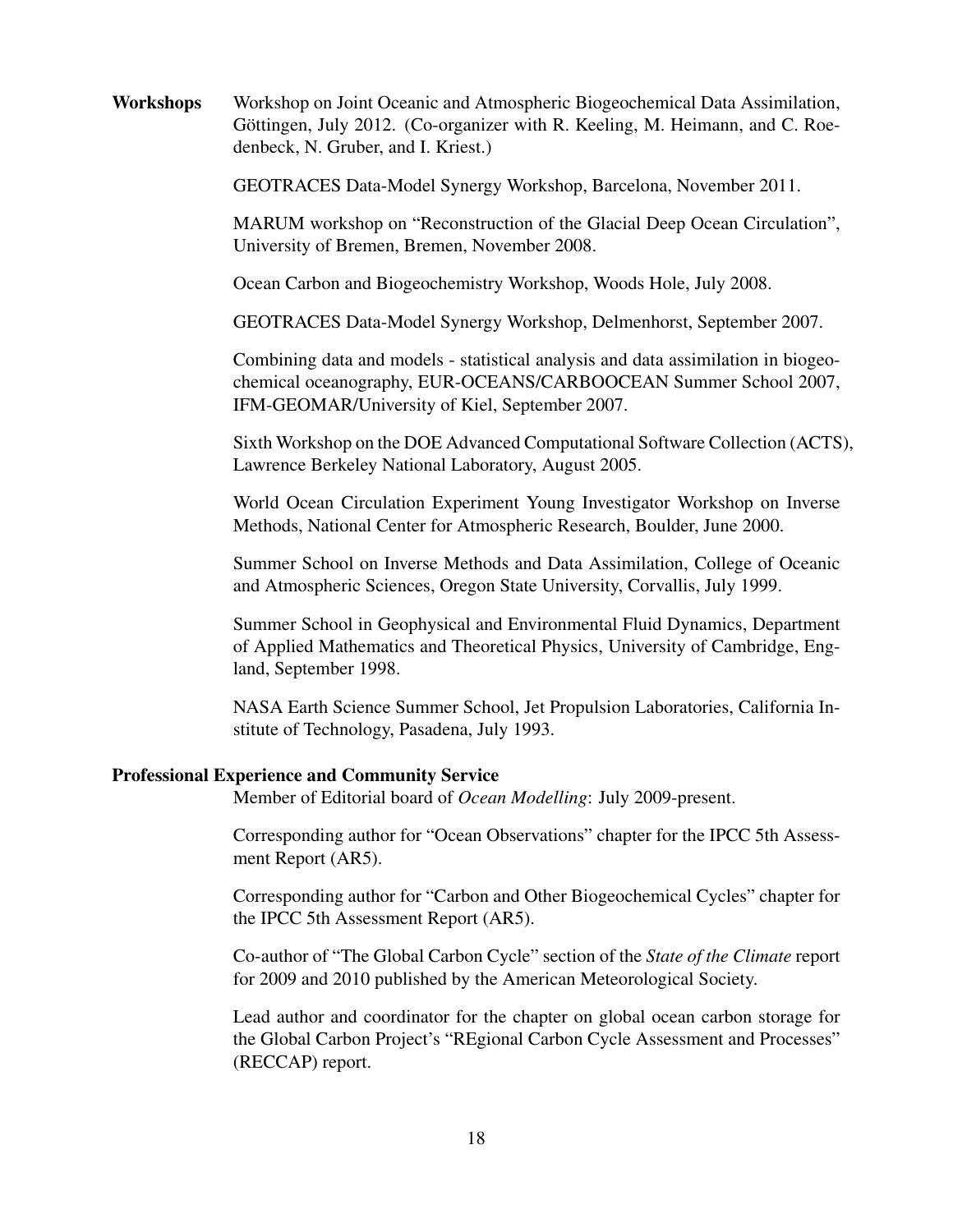**Workshops**

Workshop on Joint Oceanic and Atmospheric Biogeochemical Data Assimilation, Göttingen, July 2012. (Co-organizer with R. Keeling, M. Heimann, and C. Roedenbeck, N. Gruber, and I. Kriest.)

GEOTRACES Data-Model Synergy Workshop, Barcelona, November 2011.

MARUM workshop on "Reconstruction of the Glacial Deep Ocean Circulation", University of Bremen, Bremen, November 2008.

Ocean Carbon and Biogeochemistry Workshop, Woods Hole, July 2008.

GEOTRACES Data-Model Synergy Workshop, Delmenhorst, September 2007.

Combining data and models - statistical analysis and data assimilation in biogeochemical oceanography, EUR-OCEANS/CARBOOCEAN Summer School 2007, IFM-GEOMAR/University of Kiel, September 2007.

Sixth Workshop on the DOE Advanced Computational Software Collection (ACTS), Lawrence Berkeley National Laboratory, August 2005.

World Ocean Circulation Experiment Young Investigator Workshop on Inverse Methods, National Center for Atmospheric Research, Boulder, June 2000.

Summer School on Inverse Methods and Data Assimilation, College of Oceanic and Atmospheric Sciences, Oregon State University, Corvallis, July 1999.

Summer School in Geophysical and Environmental Fluid Dynamics, Department of Applied Mathematics and Theoretical Physics, University of Cambridge, England, September 1998.

NASA Earth Science Summer School, Jet Propulsion Laboratories, California Institute of Technology, Pasadena, July 1993.

**Professional Experience and Community Service**

Member of Editorial board of *Ocean Modelling*: July 2009-present.

Corresponding author for "Ocean Observations" chapter for the IPCC 5th Assessment Report (AR5).

Corresponding author for "Carbon and Other Biogeochemical Cycles" chapter for the IPCC 5th Assessment Report (AR5).

Co-author of "The Global Carbon Cycle" section of the *State of the Climate* report for 2009 and 2010 published by the American Meteorological Society.

Lead author and coordinator for the chapter on global ocean carbon storage for the Global Carbon Project's "REgional Carbon Cycle Assessment and Processes" (RECCAP) report.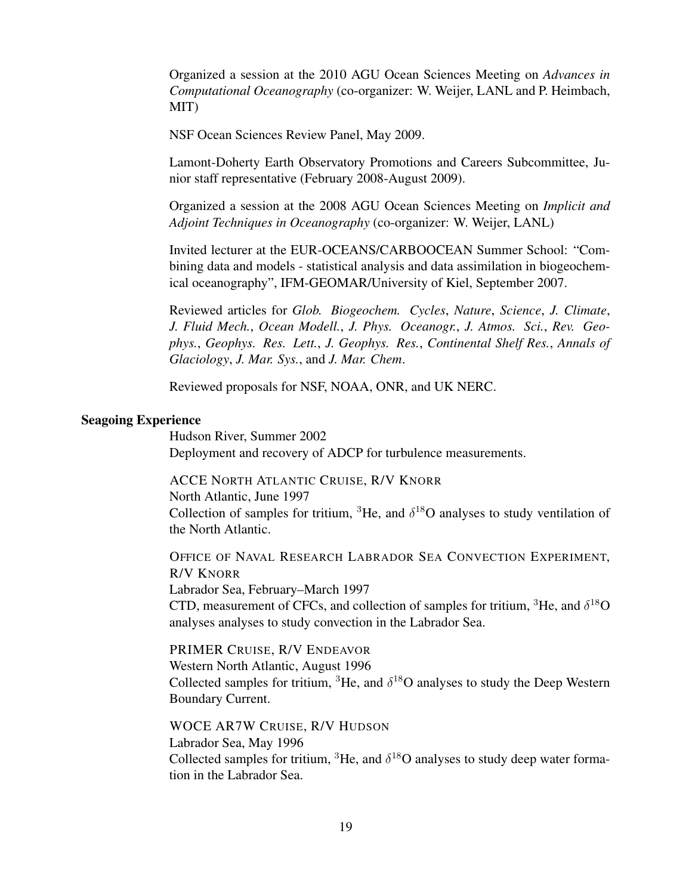Organized a session at the 2010 AGU Ocean Sciences Meeting on *Advances in Computational Oceanography* (co-organizer: W. Weijer, LANL and P. Heimbach, MIT)

NSF Ocean Sciences Review Panel, May 2009.

Lamont-Doherty Earth Observatory Promotions and Careers Subcommittee, Junior staff representative (February 2008-August 2009).

Organized a session at the 2008 AGU Ocean Sciences Meeting on *Implicit and Adjoint Techniques in Oceanography* (co-organizer: W. Weijer, LANL)

Invited lecturer at the EUR-OCEANS/CARBOOCEAN Summer School: "Combining data and models - statistical analysis and data assimilation in biogeochemical oceanography", IFM-GEOMAR/University of Kiel, September 2007.

Reviewed articles for *Glob. Biogeochem. Cycles*, *Nature*, *Science*, *J. Climate*, *J. Fluid Mech.*, *Ocean Modell.*, *J. Phys. Oceanogr.*, *J. Atmos. Sci.*, *Rev. Geophys.*, *Geophys. Res. Lett.*, *J. Geophys. Res.*, *Continental Shelf Res.*, *Annals of Glaciology*, *J. Mar. Sys.*, and *J. Mar. Chem*.

Reviewed proposals for NSF, NOAA, ONR, and UK NERC.

**Seagoing Experience**

Hudson River, Summer 2002
Deployment and recovery of ADCP for turbulence measurements.

ACCE NORTH ATLANTIC CRUISE, R/V KNORR
North Atlantic, June 1997
Collection of samples for tritium, $^3$He, and $\delta^{18}$O analyses to study ventilation of the North Atlantic.

OFFICE OF NAVAL RESEARCH LABRADOR SEA CONVECTION EXPERIMENT, R/V KNORR
Labrador Sea, February–March 1997
CTD, measurement of CFCs, and collection of samples for tritium, $^3$He, and $\delta^{18}$O analyses analyses to study convection in the Labrador Sea.

PRIMER CRUISE, R/V ENDEAVOR
Western North Atlantic, August 1996
Collected samples for tritium, $^3$He, and $\delta^{18}$O analyses to study the Deep Western Boundary Current.

WOCE AR7W CRUISE, R/V HUDSON
Labrador Sea, May 1996
Collected samples for tritium, $^3$He, and $\delta^{18}$O analyses to study deep water formation in the Labrador Sea.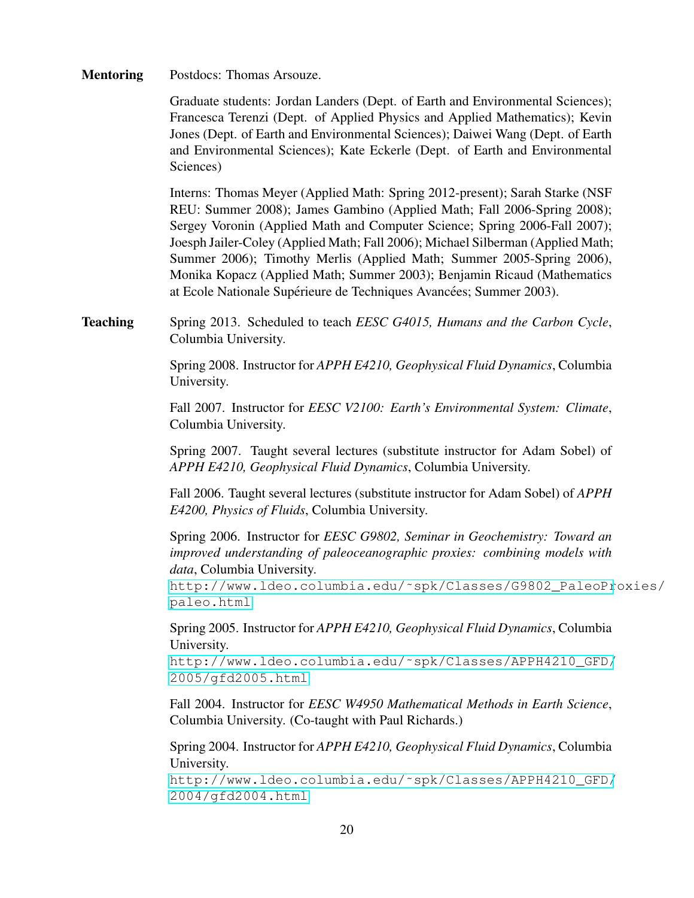**Mentoring**

Postdocs: Thomas Arsouze.

Graduate students: Jordan Landers (Dept. of Earth and Environmental Sciences); Francesca Terenzi (Dept. of Applied Physics and Applied Mathematics); Kevin Jones (Dept. of Earth and Environmental Sciences); Daiwei Wang (Dept. of Earth and Environmental Sciences); Kate Eckerle (Dept. of Earth and Environmental Sciences)

Interns: Thomas Meyer (Applied Math: Spring 2012-present); Sarah Starke (NSF REU: Summer 2008); James Gambino (Applied Math; Fall 2006-Spring 2008); Sergey Voronin (Applied Math and Computer Science; Spring 2006-Fall 2007); Joesph Jailer-Coley (Applied Math; Fall 2006); Michael Silberman (Applied Math; Summer 2006); Timothy Merlis (Applied Math; Summer 2005-Spring 2006), Monika Kopacz (Applied Math; Summer 2003); Benjamin Ricaud (Mathematics at Ecole Nationale Supérieure de Techniques Avancées; Summer 2003).

**Teaching**

Spring 2013. Scheduled to teach *EESC G4015, Humans and the Carbon Cycle*, Columbia University.

Spring 2008. Instructor for *APPH E4210, Geophysical Fluid Dynamics*, Columbia University.

Fall 2007. Instructor for *EESC V2100: Earth's Environmental System: Climate*, Columbia University.

Spring 2007. Taught several lectures (substitute instructor for Adam Sobel) of *APPH E4210, Geophysical Fluid Dynamics*, Columbia University.

Fall 2006. Taught several lectures (substitute instructor for Adam Sobel) of *APPH E4200, Physics of Fluids*, Columbia University.

Spring 2006. Instructor for *EESC G9802, Seminar in Geochemistry: Toward an improved understanding of paleoceanographic proxies: combining models with data*, Columbia University.
http://www.ldeo.columbia.edu/~spk/Classes/G9802_PaleoProxies/paleo.html

Spring 2005. Instructor for *APPH E4210, Geophysical Fluid Dynamics*, Columbia University.
http://www.ldeo.columbia.edu/~spk/Classes/APPH4210_GFD/2005/gfd2005.html

Fall 2004. Instructor for *EESC W4950 Mathematical Methods in Earth Science*, Columbia University. (Co-taught with Paul Richards.)

Spring 2004. Instructor for *APPH E4210, Geophysical Fluid Dynamics*, Columbia University.
http://www.ldeo.columbia.edu/~spk/Classes/APPH4210_GFD/2004/gfd2004.html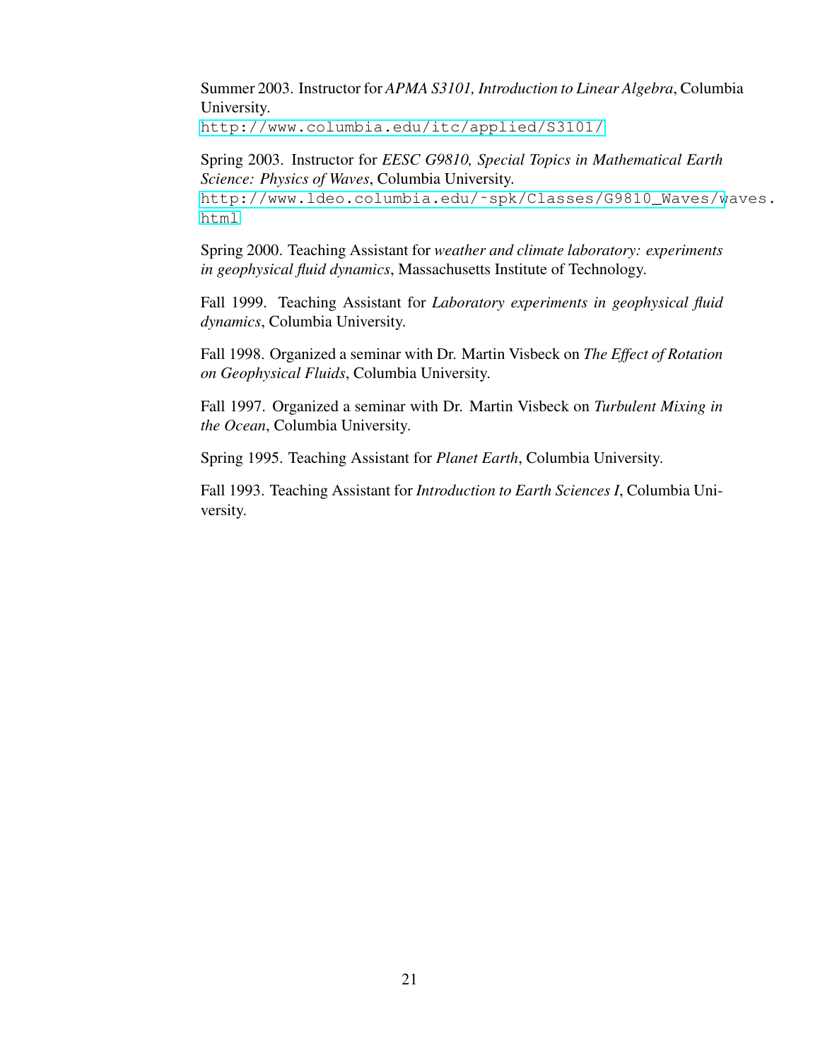Summer 2003. Instructor for *APMA S3101, Introduction to Linear Algebra*, Columbia University.
http://www.columbia.edu/itc/applied/S3101/

Spring 2003. Instructor for *EESC G9810, Special Topics in Mathematical Earth Science: Physics of Waves*, Columbia University.
http://www.ldeo.columbia.edu/~spk/Classes/G9810_Waves/waves.html

Spring 2000. Teaching Assistant for *weather and climate laboratory: experiments in geophysical fluid dynamics*, Massachusetts Institute of Technology.

Fall 1999. Teaching Assistant for *Laboratory experiments in geophysical fluid dynamics*, Columbia University.

Fall 1998. Organized a seminar with Dr. Martin Visbeck on *The Effect of Rotation on Geophysical Fluids*, Columbia University.

Fall 1997. Organized a seminar with Dr. Martin Visbeck on *Turbulent Mixing in the Ocean*, Columbia University.

Spring 1995. Teaching Assistant for *Planet Earth*, Columbia University.

Fall 1993. Teaching Assistant for *Introduction to Earth Sciences I*, Columbia University.